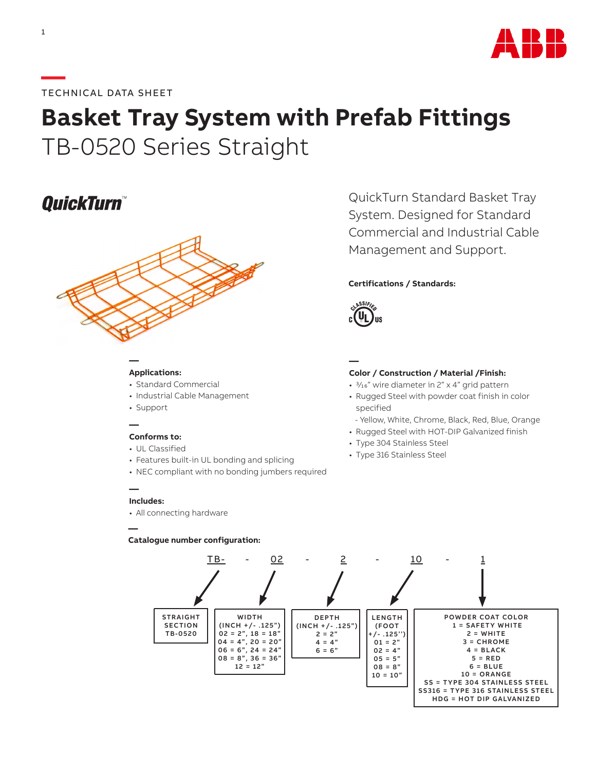TECHNICAL DATA SHEET

# Basket Tray System with Prefab Fittings

## TB-0520 Series Straight

QuickTurn™

QuickTurn Standard Basket Tray System. Designed for Standard Commercial and Industrial Cable Management and Support.

**Certifications / Standards:**

CLASSIFIED c UL US

**Applications:**

- Standard Commercial
- Industrial Cable Management
- Support

**Conforms to:**

- UL Classified
- Features built-in UL bonding and splicing
- NEC compliant with no bonding jumbers required

**Includes:**

- All connecting hardware

**Color / Construction / Material /Finish:**

- 3⁄16" wire diameter in 2" x 4" grid pattern
- Rugged Steel with powder coat finish in color specified
  - Yellow, White, Chrome, Black, Red, Blue, Orange
- Rugged Steel with HOT-DIP Galvanized finish
- Type 304 Stainless Steel
- Type 316 Stainless Steel

**Catalogue number configuration:**

TB- - 02 - 2 - 10 - 1

| STRAIGHT SECTION | WIDTH (INCH +/- .125") | DEPTH (INCH +/- .125") | LENGTH (FOOT +/- .125'') | POWDER COAT COLOR |
|---|---|---|---|---|
| TB-0520 | 02 = 2", 18 = 18" | 2 = 2" | 01 = 2" | 1 = SAFETY WHITE |
| | 04 = 4", 20 = 20" | 4 = 4" | 02 = 4" | 2 = WHITE |
| | 06 = 6", 24 = 24" | 6 = 6" | 05 = 5" | 3 = CHROME |
| | 08 = 8", 36 = 36" | | 08 = 8" | 4 = BLACK |
| | 12 = 12" | | 10 = 10" | 5 = RED |
| | | | | 6 = BLUE |
| | | | | 10 = ORANGE |
| | | | | SS = TYPE 304 STAINLESS STEEL |
| | | | | SS316 = TYPE 316 STAINLESS STEEL |
| | | | | HDG = HOT DIP GALVANIZED |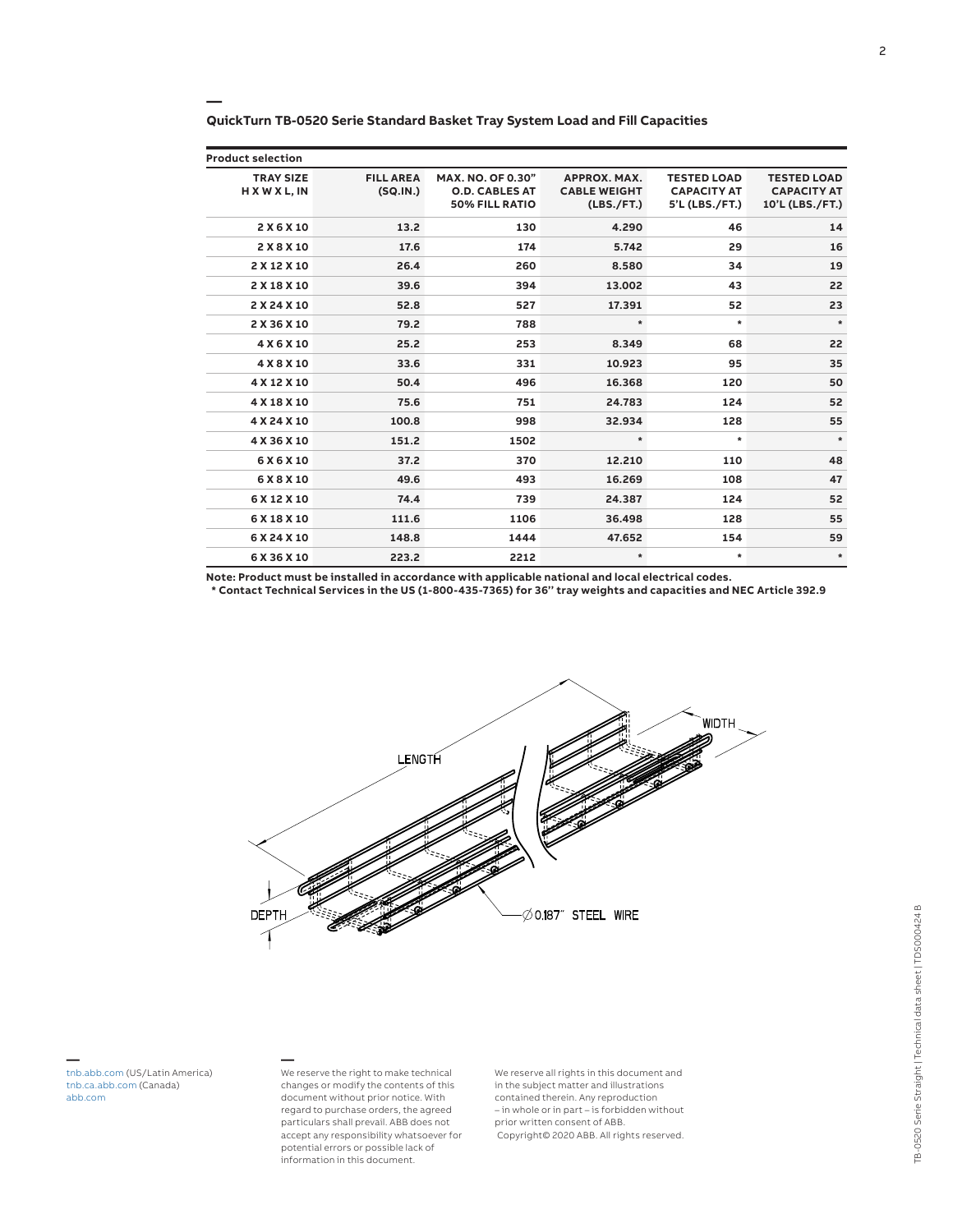## QuickTurn TB-0520 Serie Standard Basket Tray System Load and Fill Capacities

**Product selection**

| TRAY SIZE H X W X L, IN | FILL AREA (SQ.IN.) | MAX. NO. OF 0.30" O.D. CABLES AT 50% FILL RATIO | APPROX. MAX. CABLE WEIGHT (LBS./FT.) | TESTED LOAD CAPACITY AT 5'L (LBS./FT.) | TESTED LOAD CAPACITY AT 10'L (LBS./FT.) |
|---|---|---|---|---|---|
| 2 X 6 X 10 | 13.2 | 130 | 4.290 | 46 | 14 |
| 2 X 8 X 10 | 17.6 | 174 | 5.742 | 29 | 16 |
| 2 X 12 X 10 | 26.4 | 260 | 8.580 | 34 | 19 |
| 2 X 18 X 10 | 39.6 | 394 | 13.002 | 43 | 22 |
| 2 X 24 X 10 | 52.8 | 527 | 17.391 | 52 | 23 |
| 2 X 36 X 10 | 79.2 | 788 | * | * | * |
| 4 X 6 X 10 | 25.2 | 253 | 8.349 | 68 | 22 |
| 4 X 8 X 10 | 33.6 | 331 | 10.923 | 95 | 35 |
| 4 X 12 X 10 | 50.4 | 496 | 16.368 | 120 | 50 |
| 4 X 18 X 10 | 75.6 | 751 | 24.783 | 124 | 52 |
| 4 X 24 X 10 | 100.8 | 998 | 32.934 | 128 | 55 |
| 4 X 36 X 10 | 151.2 | 1502 | * | * | * |
| 6 X 6 X 10 | 37.2 | 370 | 12.210 | 110 | 48 |
| 6 X 8 X 10 | 49.6 | 493 | 16.269 | 108 | 47 |
| 6 X 12 X 10 | 74.4 | 739 | 24.387 | 124 | 52 |
| 6 X 18 X 10 | 111.6 | 1106 | 36.498 | 128 | 55 |
| 6 X 24 X 10 | 148.8 | 1444 | 47.652 | 154 | 59 |
| 6 X 36 X 10 | 223.2 | 2212 | * | * | * |

**Note: Product must be installed in accordance with applicable national and local electrical codes.**

**\* Contact Technical Services in the US (1-800-435-7365) for 36'' tray weights and capacities and NEC Article 392.9**

LENGTH

WIDTH

DEPTH

Ø 0.187" STEEL WIRE

tnb.abb.com (US/Latin America)
tnb.ca.abb.com (Canada)
abb.com

We reserve the right to make technical changes or modify the contents of this document without prior notice. With regard to purchase orders, the agreed particulars shall prevail. ABB does not accept any responsibility whatsoever for potential errors or possible lack of information in this document.

We reserve all rights in this document and in the subject matter and illustrations contained therein. Any reproduction – in whole or in part – is forbidden without prior written consent of ABB.
Copyright© 2020 ABB. All rights reserved.